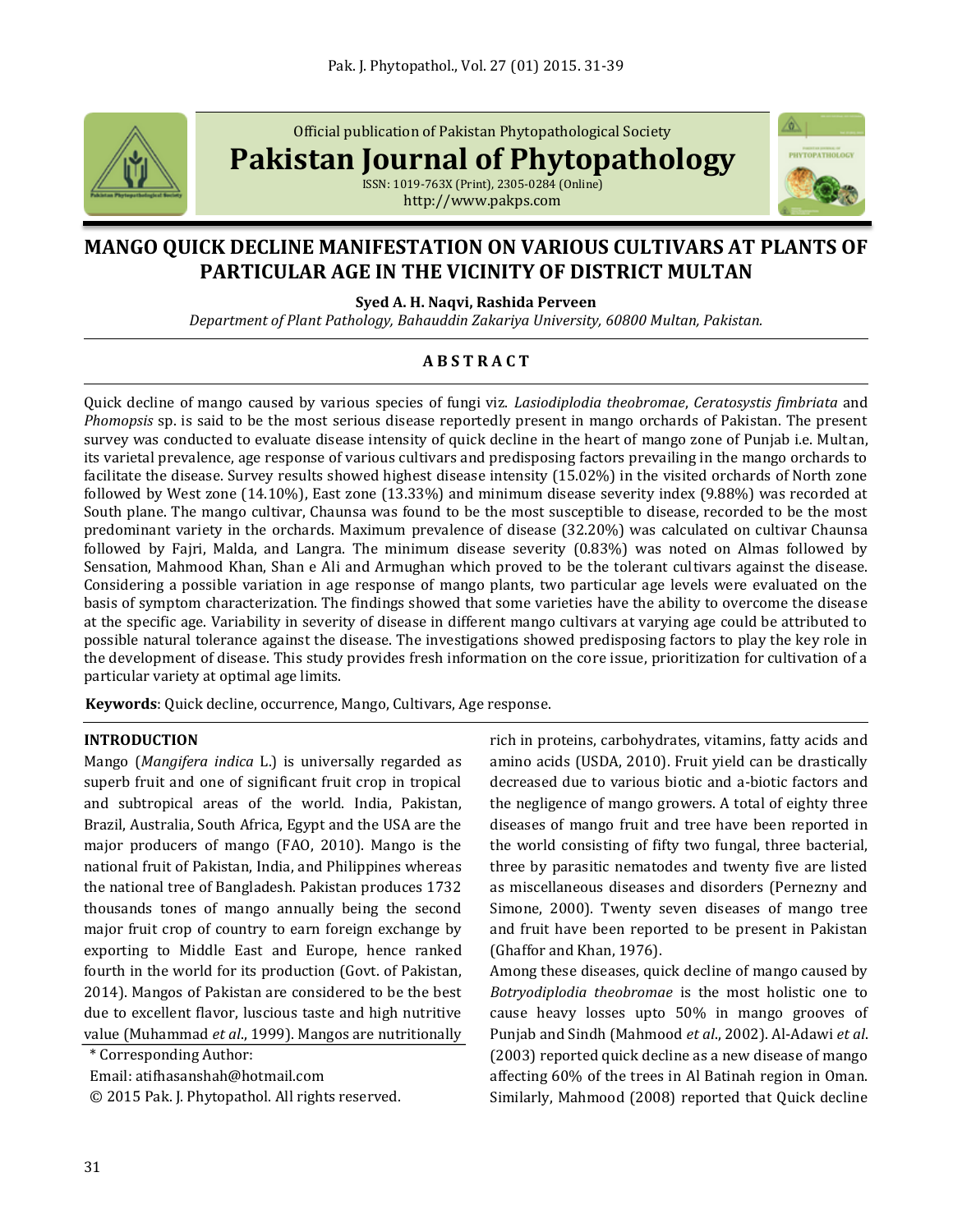Official publication of Pakistan Phytopathological Society

**Pakistan Journal of Phytopathology**

ISSN: 1019-763X (Print), 2305-0284 (Online)

http://www.pakps.com

# MANGO QUICK DECLINE MANIFESTATION ON VARIOUS CULTIVARS AT PLANTS OF PARTICULAR AGE IN THE VICINITY OF DISTRICT MULTAN

**Syed A. H. Naqvi, Rashida Perveen**

*Department of Plant Pathology, Bahauddin Zakariya University, 60800 Multan, Pakistan.*

## A B S T R A C T

Quick decline of mango caused by various species of fungi viz. *Lasiodiplodia theobromae*, *Ceratosystis fimbriata* and *Phomopsis* sp. is said to be the most serious disease reportedly present in mango orchards of Pakistan. The present survey was conducted to evaluate disease intensity of quick decline in the heart of mango zone of Punjab i.e. Multan, its varietal prevalence, age response of various cultivars and predisposing factors prevailing in the mango orchards to facilitate the disease. Survey results showed highest disease intensity (15.02%) in the visited orchards of North zone followed by West zone (14.10%), East zone (13.33%) and minimum disease severity index (9.88%) was recorded at South plane. The mango cultivar, Chaunsa was found to be the most susceptible to disease, recorded to be the most predominant variety in the orchards. Maximum prevalence of disease (32.20%) was calculated on cultivar Chaunsa followed by Fajri, Malda, and Langra. The minimum disease severity (0.83%) was noted on Almas followed by Sensation, Mahmood Khan, Shan e Ali and Armughan which proved to be the tolerant cultivars against the disease. Considering a possible variation in age response of mango plants, two particular age levels were evaluated on the basis of symptom characterization. The findings showed that some varieties have the ability to overcome the disease at the specific age. Variability in severity of disease in different mango cultivars at varying age could be attributed to possible natural tolerance against the disease. The investigations showed predisposing factors to play the key role in the development of disease. This study provides fresh information on the core issue, prioritization for cultivation of a particular variety at optimal age limits.

**Keywords**: Quick decline, occurrence, Mango, Cultivars, Age response.

## INTRODUCTION

Mango (*Mangifera indica* L.) is universally regarded as superb fruit and one of significant fruit crop in tropical and subtropical areas of the world. India, Pakistan, Brazil, Australia, South Africa, Egypt and the USA are the major producers of mango (FAO, 2010). Mango is the national fruit of Pakistan, India, and Philippines whereas the national tree of Bangladesh. Pakistan produces 1732 thousands tones of mango annually being the second major fruit crop of country to earn foreign exchange by exporting to Middle East and Europe, hence ranked fourth in the world for its production (Govt. of Pakistan, 2014). Mangos of Pakistan are considered to be the best due to excellent flavor, luscious taste and high nutritive value (Muhammad *et al*., 1999). Mangos are nutritionally rich in proteins, carbohydrates, vitamins, fatty acids and amino acids (USDA, 2010). Fruit yield can be drastically decreased due to various biotic and a-biotic factors and the negligence of mango growers. A total of eighty three diseases of mango fruit and tree have been reported in the world consisting of fifty two fungal, three bacterial, three by parasitic nematodes and twenty five are listed as miscellaneous diseases and disorders (Pernezny and Simone, 2000). Twenty seven diseases of mango tree and fruit have been reported to be present in Pakistan (Ghaffor and Khan, 1976).

Among these diseases, quick decline of mango caused by *Botryodiplodia theobromae* is the most holistic one to cause heavy losses upto 50% in mango grooves of Punjab and Sindh (Mahmood *et al*., 2002). Al-Adawi *et al*. (2003) reported quick decline as a new disease of mango affecting 60% of the trees in Al Batinah region in Oman. Similarly, Mahmood (2008) reported that Quick decline

\* Corresponding Author:

Email: atifhasanshah@hotmail.com

© 2015 Pak. J. Phytopathol. All rights reserved.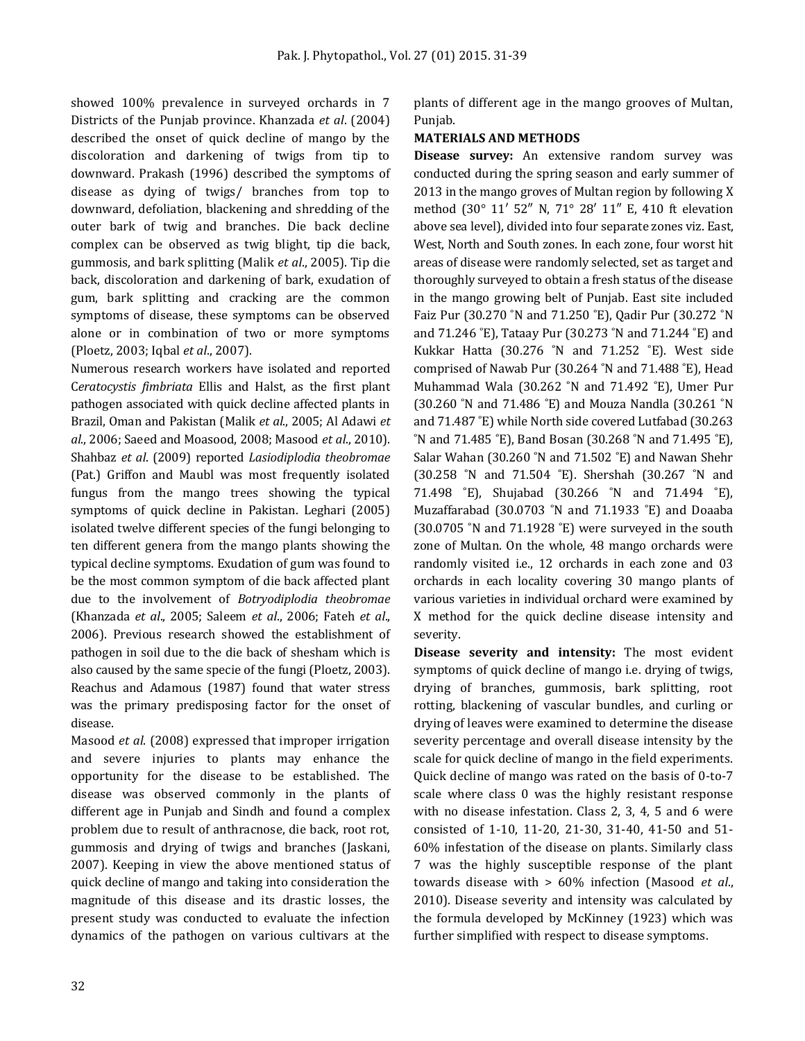showed 100% prevalence in surveyed orchards in 7 Districts of the Punjab province. Khanzada *et al*. (2004) described the onset of quick decline of mango by the discoloration and darkening of twigs from tip to downward. Prakash (1996) described the symptoms of disease as dying of twigs/ branches from top to downward, defoliation, blackening and shredding of the outer bark of twig and branches. Die back decline complex can be observed as twig blight, tip die back, gummosis, and bark splitting (Malik *et al*., 2005). Tip die back, discoloration and darkening of bark, exudation of gum, bark splitting and cracking are the common symptoms of disease, these symptoms can be observed alone or in combination of two or more symptoms (Ploetz, 2003; Iqbal *et al*., 2007).

Numerous research workers have isolated and reported *Ceratocystis fimbriata* Ellis and Halst, as the first plant pathogen associated with quick decline affected plants in Brazil, Oman and Pakistan (Malik *et al*., 2005; Al Adawi *et al*., 2006; Saeed and Moasood, 2008; Masood *et al*., 2010). Shahbaz *et al*. (2009) reported *Lasiodiplodia theobromae* (Pat.) Griffon and Maubl was most frequently isolated fungus from the mango trees showing the typical symptoms of quick decline in Pakistan. Leghari (2005) isolated twelve different species of the fungi belonging to ten different genera from the mango plants showing the typical decline symptoms. Exudation of gum was found to be the most common symptom of die back affected plant due to the involvement of *Botryodiplodia theobromae* (Khanzada *et al*., 2005; Saleem *et al*., 2006; Fateh *et al*., 2006). Previous research showed the establishment of pathogen in soil due to the die back of shesham which is also caused by the same specie of the fungi (Ploetz, 2003). Reachus and Adamous (1987) found that water stress was the primary predisposing factor for the onset of disease.

Masood *et al*. (2008) expressed that improper irrigation and severe injuries to plants may enhance the opportunity for the disease to be established. The disease was observed commonly in the plants of different age in Punjab and Sindh and found a complex problem due to result of anthracnose, die back, root rot, gummosis and drying of twigs and branches (Jaskani, 2007). Keeping in view the above mentioned status of quick decline of mango and taking into consideration the magnitude of this disease and its drastic losses, the present study was conducted to evaluate the infection dynamics of the pathogen on various cultivars at the plants of different age in the mango grooves of Multan, Punjab.

## MATERIALS AND METHODS

**Disease survey:** An extensive random survey was conducted during the spring season and early summer of 2013 in the mango groves of Multan region by following X method (30° 11′ 52″ N, 71° 28′ 11″ E, 410 ft elevation above sea level), divided into four separate zones viz. East, West, North and South zones. In each zone, four worst hit areas of disease were randomly selected, set as target and thoroughly surveyed to obtain a fresh status of the disease in the mango growing belt of Punjab. East site included Faiz Pur (30.270 ˚N and 71.250 ˚E), Qadir Pur (30.272 ˚N and 71.246 ˚E), Tataay Pur (30.273 ˚N and 71.244 ˚E) and Kukkar Hatta (30.276 ˚N and 71.252 ˚E). West side comprised of Nawab Pur (30.264 ˚N and 71.488 ˚E), Head Muhammad Wala (30.262 ˚N and 71.492 ˚E), Umer Pur (30.260 ˚N and 71.486 ˚E) and Mouza Nandla (30.261 ˚N and 71.487 ˚E) while North side covered Lutfabad (30.263 ˚N and 71.485 ˚E), Band Bosan (30.268 ˚N and 71.495 ˚E), Salar Wahan (30.260 ˚N and 71.502 ˚E) and Nawan Shehr (30.258 ˚N and 71.504 ˚E). Shershah (30.267 ˚N and 71.498 ˚E), Shujabad (30.266 ˚N and 71.494 ˚E), Muzaffarabad (30.0703 ˚N and 71.1933 ˚E) and Doaaba (30.0705 ˚N and 71.1928 ˚E) were surveyed in the south zone of Multan. On the whole, 48 mango orchards were randomly visited i.e., 12 orchards in each zone and 03 orchards in each locality covering 30 mango plants of various varieties in individual orchard were examined by X method for the quick decline disease intensity and severity.

**Disease severity and intensity:** The most evident symptoms of quick decline of mango i.e. drying of twigs, drying of branches, gummosis, bark splitting, root rotting, blackening of vascular bundles, and curling or drying of leaves were examined to determine the disease severity percentage and overall disease intensity by the scale for quick decline of mango in the field experiments. Quick decline of mango was rated on the basis of 0-to-7 scale where class 0 was the highly resistant response with no disease infestation. Class 2, 3, 4, 5 and 6 were consisted of 1-10, 11-20, 21-30, 31-40, 41-50 and 51-60% infestation of the disease on plants. Similarly class 7 was the highly susceptible response of the plant towards disease with > 60% infection (Masood *et al*., 2010). Disease severity and intensity was calculated by the formula developed by McKinney (1923) which was further simplified with respect to disease symptoms.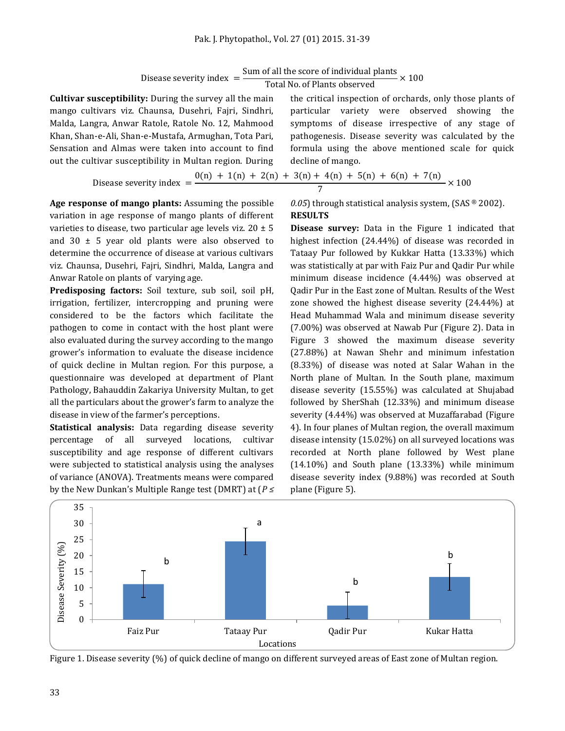$$\text{Disease severity index} = \frac{\text{Sum of all the score of individual plants}}{\text{Total No. of Plants observed}} \times 100$$

**Cultivar susceptibility:** During the survey all the main mango cultivars viz. Chaunsa, Dusehri, Fajri, Sindhri, Malda, Langra, Anwar Ratole, Ratole No. 12, Mahmood Khan, Shan-e-Ali, Shan-e-Mustafa, Armughan, Tota Pari, Sensation and Almas were taken into account to find out the cultivar susceptibility in Multan region. During the critical inspection of orchards, only those plants of particular variety were observed showing the symptoms of disease irrespective of any stage of pathogenesis. Disease severity was calculated by the formula using the above mentioned scale for quick decline of mango.

$$\text{Disease severity index} = \frac{0(n) + 1(n) + 2(n) + 3(n) + 4(n) + 5(n) + 6(n) + 7(n)}{7} \times 100$$

**Age response of mango plants:** Assuming the possible variation in age response of mango plants of different varieties to disease, two particular age levels viz. 20 ± 5 and 30 ± 5 year old plants were also observed to determine the occurrence of disease at various cultivars viz. Chaunsa, Dusehri, Fajri, Sindhri, Malda, Langra and Anwar Ratole on plants of varying age.

**Predisposing factors:** Soil texture, sub soil, soil pH, irrigation, fertilizer, intercropping and pruning were considered to be the factors which facilitate the pathogen to come in contact with the host plant were also evaluated during the survey according to the mango grower's information to evaluate the disease incidence of quick decline in Multan region. For this purpose, a questionnaire was developed at department of Plant Pathology, Bahauddin Zakariya University Multan, to get all the particulars about the grower's farm to analyze the disease in view of the farmer's perceptions.

**Statistical analysis:** Data regarding disease severity percentage of all surveyed locations, cultivar susceptibility and age response of different cultivars were subjected to statistical analysis using the analyses of variance (ANOVA). Treatments means were compared by the New Dunkan's Multiple Range test (DMRT) at ($P \leq 0.05$) through statistical analysis system, (SAS ® 2002).

## RESULTS

**Disease survey:** Data in the Figure 1 indicated that highest infection (24.44%) of disease was recorded in Tataay Pur followed by Kukkar Hatta (13.33%) which was statistically at par with Faiz Pur and Qadir Pur while minimum disease incidence (4.44%) was observed at Qadir Pur in the East zone of Multan. Results of the West zone showed the highest disease severity (24.44%) at Head Muhammad Wala and minimum disease severity (7.00%) was observed at Nawab Pur (Figure 2). Data in Figure 3 showed the maximum disease severity (27.88%) at Nawan Shehr and minimum infestation (8.33%) of disease was noted at Salar Wahan in the North plane of Multan. In the South plane, maximum disease severity (15.55%) was calculated at Shujabad followed by SherShah (12.33%) and minimum disease severity (4.44%) was observed at Muzaffarabad (Figure 4). In four planes of Multan region, the overall maximum disease intensity (15.02%) on all surveyed locations was recorded at North plane followed by West plane (14.10%) and South plane (13.33%) while minimum disease severity index (9.88%) was recorded at South plane (Figure 5).

| Locations | Disease Severity (%) | Letter |
|---|---|---|
| Faiz Pur | ~11 | b |
| Tataay Pur | 24.44 | a |
| Qadir Pur | 4.44 | b |
| Kukar Hatta | 13.33 | b |

Figure 1. Disease severity (%) of quick decline of mango on different surveyed areas of East zone of Multan region.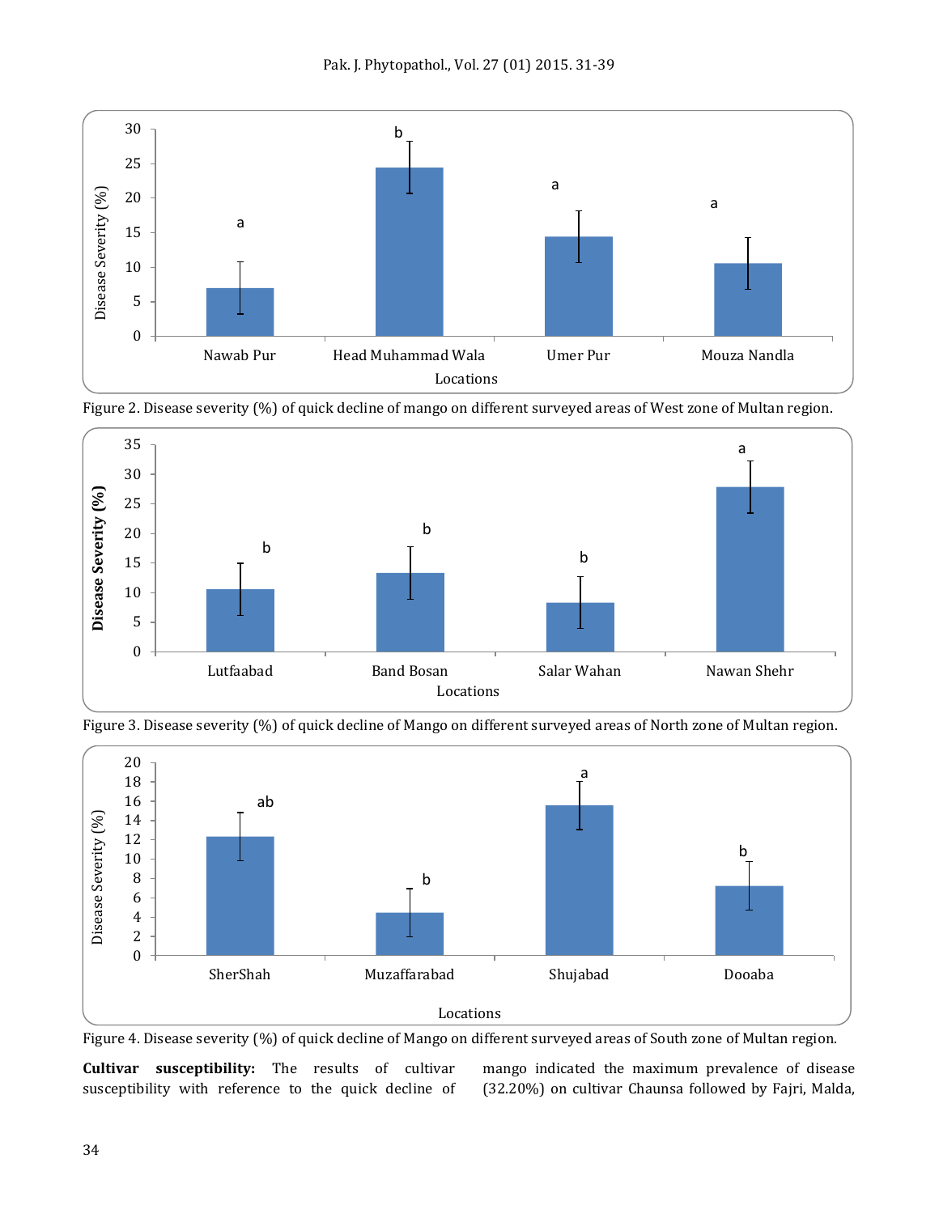Figure 2. Disease severity (%) of quick decline of mango on different surveyed areas of West zone of Multan region.

Figure 3. Disease severity (%) of quick decline of Mango on different surveyed areas of North zone of Multan region.

Figure 4. Disease severity (%) of quick decline of Mango on different surveyed areas of South zone of Multan region.

**Cultivar susceptibility:** The results of cultivar susceptibility with reference to the quick decline of mango indicated the maximum prevalence of disease (32.20%) on cultivar Chaunsa followed by Fajri, Malda,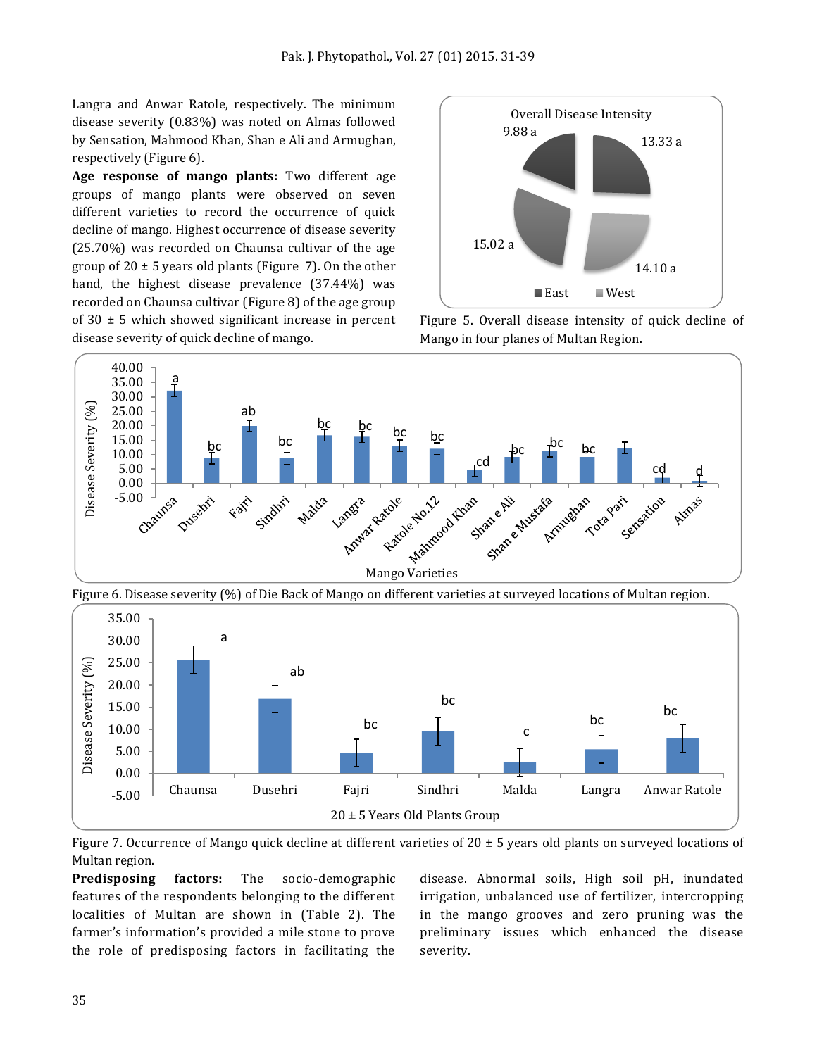Langra and Anwar Ratole, respectively. The minimum disease severity (0.83%) was noted on Almas followed by Sensation, Mahmood Khan, Shan e Ali and Armughan, respectively (Figure 6).

**Age response of mango plants:** Two different age groups of mango plants were observed on seven different varieties to record the occurrence of quick decline of mango. Highest occurrence of disease severity (25.70%) was recorded on Chaunsa cultivar of the age group of 20 ± 5 years old plants (Figure 7). On the other hand, the highest disease prevalence (37.44%) was recorded on Chaunsa cultivar (Figure 8) of the age group of 30 ± 5 which showed significant increase in percent disease severity of quick decline of mango.

Figure 5. Overall disease intensity of quick decline of Mango in four planes of Multan Region.

Figure 6. Disease severity (%) of Die Back of Mango on different varieties at surveyed locations of Multan region.

Figure 7. Occurrence of Mango quick decline at different varieties of 20 ± 5 years old plants on surveyed locations of Multan region.

**Predisposing factors:** The socio-demographic features of the respondents belonging to the different localities of Multan are shown in (Table 2). The farmer's information's provided a mile stone to prove the role of predisposing factors in facilitating the disease. Abnormal soils, High soil pH, inundated irrigation, unbalanced use of fertilizer, intercropping in the mango grooves and zero pruning was the preliminary issues which enhanced the disease severity.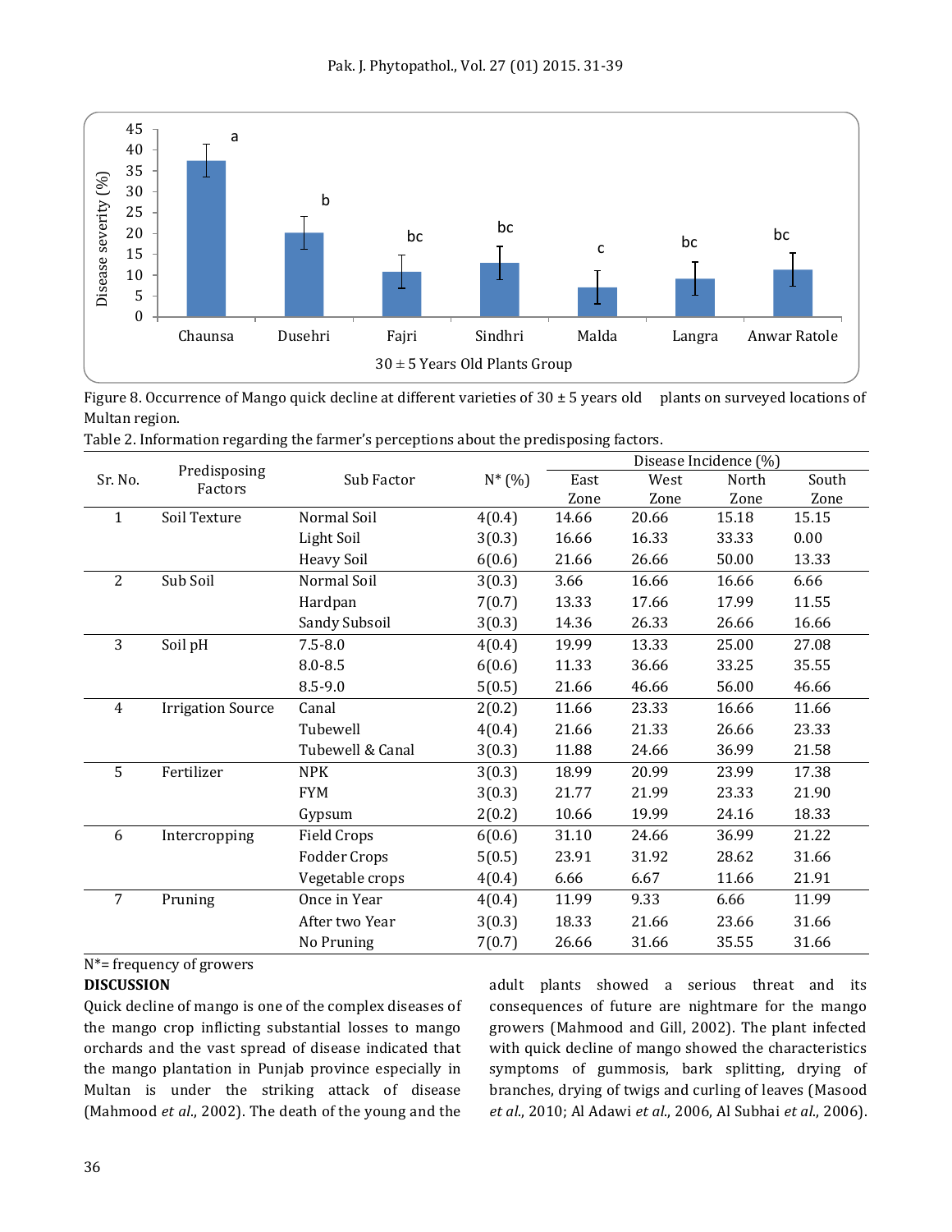Figure 8. Occurrence of Mango quick decline at different varieties of 30 ± 5 years old plants on surveyed locations of Multan region.

Table 2. Information regarding the farmer's perceptions about the predisposing factors.

| Sr. No. | Predisposing Factors | Sub Factor | N* (%) | Disease Incidence (%) | | | |
|---|---|---|---|---|---|---|---|
| | | | | East Zone | West Zone | North Zone | South Zone |
| 1 | Soil Texture | Normal Soil | 4(0.4) | 14.66 | 20.66 | 15.18 | 15.15 |
| | | Light Soil | 3(0.3) | 16.66 | 16.33 | 33.33 | 0.00 |
| | | Heavy Soil | 6(0.6) | 21.66 | 26.66 | 50.00 | 13.33 |
| 2 | Sub Soil | Normal Soil | 3(0.3) | 3.66 | 16.66 | 16.66 | 6.66 |
| | | Hardpan | 7(0.7) | 13.33 | 17.66 | 17.99 | 11.55 |
| | | Sandy Subsoil | 3(0.3) | 14.36 | 26.33 | 26.66 | 16.66 |
| 3 | Soil pH | 7.5-8.0 | 4(0.4) | 19.99 | 13.33 | 25.00 | 27.08 |
| | | 8.0-8.5 | 6(0.6) | 11.33 | 36.66 | 33.25 | 35.55 |
| | | 8.5-9.0 | 5(0.5) | 21.66 | 46.66 | 56.00 | 46.66 |
| 4 | Irrigation Source | Canal | 2(0.2) | 11.66 | 23.33 | 16.66 | 11.66 |
| | | Tubewell | 4(0.4) | 21.66 | 21.33 | 26.66 | 23.33 |
| | | Tubewell & Canal | 3(0.3) | 11.88 | 24.66 | 36.99 | 21.58 |
| 5 | Fertilizer | NPK | 3(0.3) | 18.99 | 20.99 | 23.99 | 17.38 |
| | | FYM | 3(0.3) | 21.77 | 21.99 | 23.33 | 21.90 |
| | | Gypsum | 2(0.2) | 10.66 | 19.99 | 24.16 | 18.33 |
| 6 | Intercropping | Field Crops | 6(0.6) | 31.10 | 24.66 | 36.99 | 21.22 |
| | | Fodder Crops | 5(0.5) | 23.91 | 31.92 | 28.62 | 31.66 |
| | | Vegetable crops | 4(0.4) | 6.66 | 6.67 | 11.66 | 21.91 |
| 7 | Pruning | Once in Year | 4(0.4) | 11.99 | 9.33 | 6.66 | 11.99 |
| | | After two Year | 3(0.3) | 18.33 | 21.66 | 23.66 | 31.66 |
| | | No Pruning | 7(0.7) | 26.66 | 31.66 | 35.55 | 31.66 |

N*= frequency of growers

## DISCUSSION

Quick decline of mango is one of the complex diseases of the mango crop inflicting substantial losses to mango orchards and the vast spread of disease indicated that the mango plantation in Punjab province especially in Multan is under the striking attack of disease (Mahmood *et al.*, 2002). The death of the young and the adult plants showed a serious threat and its consequences of future are nightmare for the mango growers (Mahmood and Gill, 2002). The plant infected with quick decline of mango showed the characteristics symptoms of gummosis, bark splitting, drying of branches, drying of twigs and curling of leaves (Masood *et al.*, 2010; Al Adawi *et al.*, 2006, Al Subhai *et al.*, 2006).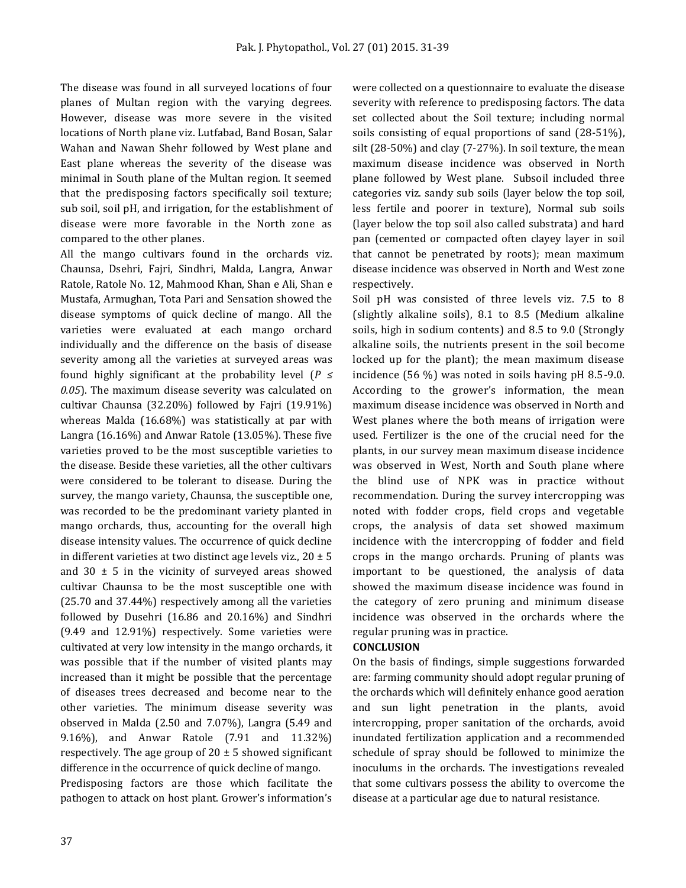The disease was found in all surveyed locations of four planes of Multan region with the varying degrees. However, disease was more severe in the visited locations of North plane viz. Lutfabad, Band Bosan, Salar Wahan and Nawan Shehr followed by West plane and East plane whereas the severity of the disease was minimal in South plane of the Multan region. It seemed that the predisposing factors specifically soil texture; sub soil, soil pH, and irrigation, for the establishment of disease were more favorable in the North zone as compared to the other planes.

All the mango cultivars found in the orchards viz. Chaunsa, Dsehri, Fajri, Sindhri, Malda, Langra, Anwar Ratole, Ratole No. 12, Mahmood Khan, Shan e Ali, Shan e Mustafa, Armughan, Tota Pari and Sensation showed the disease symptoms of quick decline of mango. All the varieties were evaluated at each mango orchard individually and the difference on the basis of disease severity among all the varieties at surveyed areas was found highly significant at the probability level ($P \leq 0.05$). The maximum disease severity was calculated on cultivar Chaunsa (32.20%) followed by Fajri (19.91%) whereas Malda (16.68%) was statistically at par with Langra (16.16%) and Anwar Ratole (13.05%). These five varieties proved to be the most susceptible varieties to the disease. Beside these varieties, all the other cultivars were considered to be tolerant to disease. During the survey, the mango variety, Chaunsa, the susceptible one, was recorded to be the predominant variety planted in mango orchards, thus, accounting for the overall high disease intensity values. The occurrence of quick decline in different varieties at two distinct age levels viz., 20 ± 5 and 30 ± 5 in the vicinity of surveyed areas showed cultivar Chaunsa to be the most susceptible one with (25.70 and 37.44%) respectively among all the varieties followed by Dusehri (16.86 and 20.16%) and Sindhri (9.49 and 12.91%) respectively. Some varieties were cultivated at very low intensity in the mango orchards, it was possible that if the number of visited plants may increased than it might be possible that the percentage of diseases trees decreased and become near to the other varieties. The minimum disease severity was observed in Malda (2.50 and 7.07%), Langra (5.49 and 9.16%), and Anwar Ratole (7.91 and 11.32%) respectively. The age group of 20 ± 5 showed significant difference in the occurrence of quick decline of mango.

Predisposing factors are those which facilitate the pathogen to attack on host plant. Grower's information's were collected on a questionnaire to evaluate the disease severity with reference to predisposing factors. The data set collected about the Soil texture; including normal soils consisting of equal proportions of sand (28-51%), silt (28-50%) and clay (7-27%). In soil texture, the mean maximum disease incidence was observed in North plane followed by West plane. Subsoil included three categories viz. sandy sub soils (layer below the top soil, less fertile and poorer in texture), Normal sub soils (layer below the top soil also called substrata) and hard pan (cemented or compacted often clayey layer in soil that cannot be penetrated by roots); mean maximum disease incidence was observed in North and West zone respectively.

Soil pH was consisted of three levels viz. 7.5 to 8 (slightly alkaline soils), 8.1 to 8.5 (Medium alkaline soils, high in sodium contents) and 8.5 to 9.0 (Strongly alkaline soils, the nutrients present in the soil become locked up for the plant); the mean maximum disease incidence (56 %) was noted in soils having pH 8.5-9.0. According to the grower's information, the mean maximum disease incidence was observed in North and West planes where the both means of irrigation were used. Fertilizer is the one of the crucial need for the plants, in our survey mean maximum disease incidence was observed in West, North and South plane where the blind use of NPK was in practice without recommendation. During the survey intercropping was noted with fodder crops, field crops and vegetable crops, the analysis of data set showed maximum incidence with the intercropping of fodder and field crops in the mango orchards. Pruning of plants was important to be questioned, the analysis of data showed the maximum disease incidence was found in the category of zero pruning and minimum disease incidence was observed in the orchards where the regular pruning was in practice.

## CONCLUSION

On the basis of findings, simple suggestions forwarded are: farming community should adopt regular pruning of the orchards which will definitely enhance good aeration and sun light penetration in the plants, avoid intercropping, proper sanitation of the orchards, avoid inundated fertilization application and a recommended schedule of spray should be followed to minimize the inoculums in the orchards. The investigations revealed that some cultivars possess the ability to overcome the disease at a particular age due to natural resistance.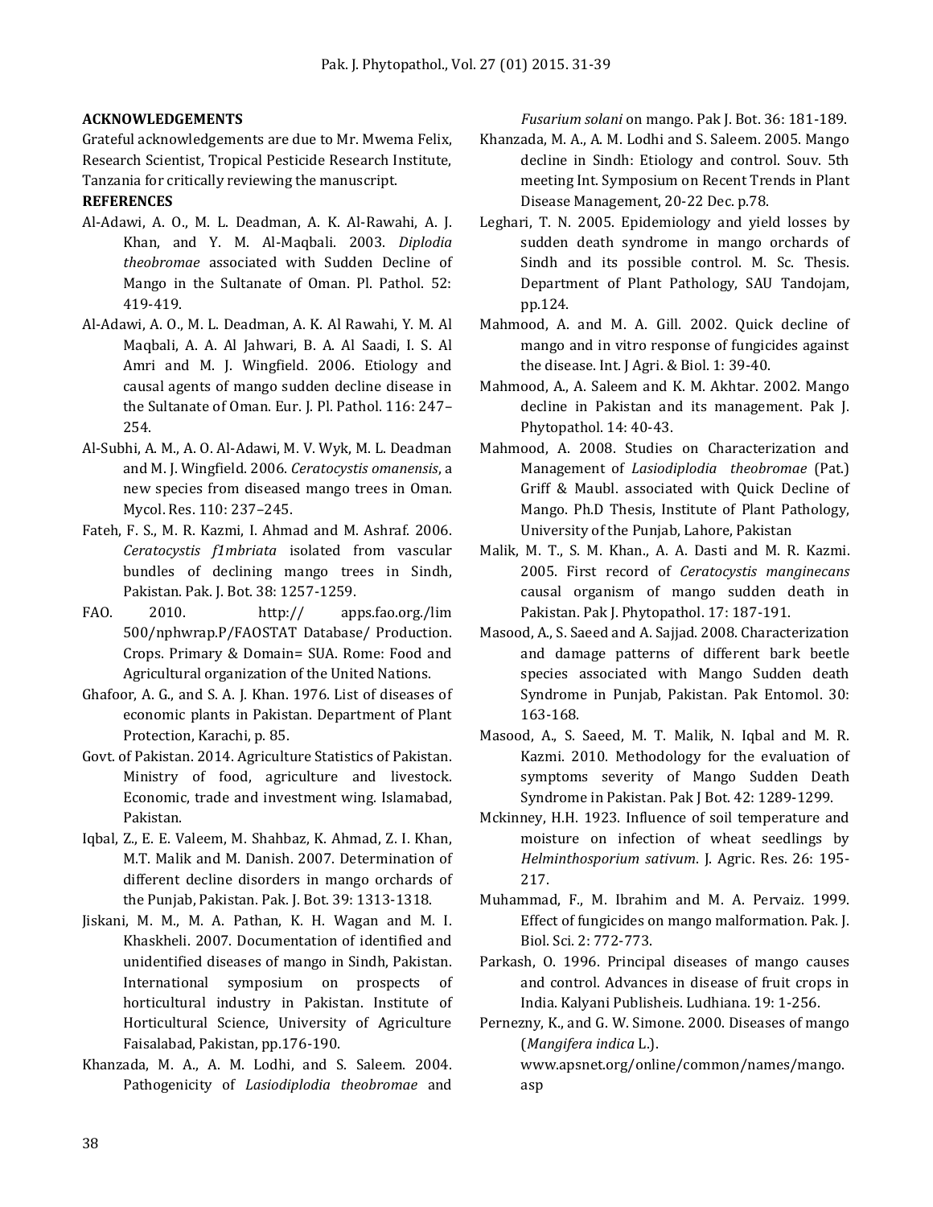## ACKNOWLEDGEMENTS

Grateful acknowledgements are due to Mr. Mwema Felix, Research Scientist, Tropical Pesticide Research Institute, Tanzania for critically reviewing the manuscript.

## REFERENCES

Al-Adawi, A. O., M. L. Deadman, A. K. Al-Rawahi, A. J. Khan, and Y. M. Al-Maqbali. 2003. *Diplodia theobromae* associated with Sudden Decline of Mango in the Sultanate of Oman. Pl. Pathol. 52: 419-419.

Al-Adawi, A. O., M. L. Deadman, A. K. Al Rawahi, Y. M. Al Maqbali, A. A. Al Jahwari, B. A. Al Saadi, I. S. Al Amri and M. J. Wingfield. 2006. Etiology and causal agents of mango sudden decline disease in the Sultanate of Oman. Eur. J. Pl. Pathol. 116: 247–254.

Al-Subhi, A. M., A. O. Al-Adawi, M. V. Wyk, M. L. Deadman and M. J. Wingfield. 2006. *Ceratocystis omanensis*, a new species from diseased mango trees in Oman. Mycol. Res. 110: 237–245.

Fateh, F. S., M. R. Kazmi, I. Ahmad and M. Ashraf. 2006. *Ceratocystis f1mbriata* isolated from vascular bundles of declining mango trees in Sindh, Pakistan. Pak. J. Bot. 38: 1257-1259.

FAO. 2010. http:// apps.fao.org./lim 500/nphwrap.P/FAOSTAT Database/ Production. Crops. Primary & Domain= SUA. Rome: Food and Agricultural organization of the United Nations.

Ghafoor, A. G., and S. A. J. Khan. 1976. List of diseases of economic plants in Pakistan. Department of Plant Protection, Karachi, p. 85.

Govt. of Pakistan. 2014. Agriculture Statistics of Pakistan. Ministry of food, agriculture and livestock. Economic, trade and investment wing. Islamabad, Pakistan.

Iqbal, Z., E. E. Valeem, M. Shahbaz, K. Ahmad, Z. I. Khan, M.T. Malik and M. Danish. 2007. Determination of different decline disorders in mango orchards of the Punjab, Pakistan. Pak. J. Bot. 39: 1313-1318.

Jiskani, M. M., M. A. Pathan, K. H. Wagan and M. I. Khaskheli. 2007. Documentation of identified and unidentified diseases of mango in Sindh, Pakistan. International symposium on prospects of horticultural industry in Pakistan. Institute of Horticultural Science, University of Agriculture Faisalabad, Pakistan, pp.176-190.

Khanzada, M. A., A. M. Lodhi, and S. Saleem. 2004. Pathogenicity of *Lasiodiplodia theobromae* and *Fusarium solani* on mango. Pak J. Bot. 36: 181-189.

Khanzada, M. A., A. M. Lodhi and S. Saleem. 2005. Mango decline in Sindh: Etiology and control. Souv. 5th meeting Int. Symposium on Recent Trends in Plant Disease Management, 20-22 Dec. p.78.

Leghari, T. N. 2005. Epidemiology and yield losses by sudden death syndrome in mango orchards of Sindh and its possible control. M. Sc. Thesis. Department of Plant Pathology, SAU Tandojam, pp.124.

Mahmood, A. and M. A. Gill. 2002. Quick decline of mango and in vitro response of fungicides against the disease. Int. J Agri. & Biol. 1: 39-40.

Mahmood, A., A. Saleem and K. M. Akhtar. 2002. Mango decline in Pakistan and its management. Pak J. Phytopathol. 14: 40-43.

Mahmood, A. 2008. Studies on Characterization and Management of *Lasiodiplodia theobromae* (Pat.) Griff & Maubl. associated with Quick Decline of Mango. Ph.D Thesis, Institute of Plant Pathology, University of the Punjab, Lahore, Pakistan

Malik, M. T., S. M. Khan., A. A. Dasti and M. R. Kazmi. 2005. First record of *Ceratocystis manginecans* causal organism of mango sudden death in Pakistan. Pak J. Phytopathol. 17: 187-191.

Masood, A., S. Saeed and A. Sajjad. 2008. Characterization and damage patterns of different bark beetle species associated with Mango Sudden death Syndrome in Punjab, Pakistan. Pak Entomol. 30: 163-168.

Masood, A., S. Saeed, M. T. Malik, N. Iqbal and M. R. Kazmi. 2010. Methodology for the evaluation of symptoms severity of Mango Sudden Death Syndrome in Pakistan. Pak J Bot. 42: 1289-1299.

Mckinney, H.H. 1923. Influence of soil temperature and moisture on infection of wheat seedlings by *Helminthosporium sativum*. J. Agric. Res. 26: 195-217.

Muhammad, F., M. Ibrahim and M. A. Pervaiz. 1999. Effect of fungicides on mango malformation. Pak. J. Biol. Sci. 2: 772-773.

Parkash, O. 1996. Principal diseases of mango causes and control. Advances in disease of fruit crops in India. Kalyani Publisheis. Ludhiana. 19: 1-256.

Pernezny, K., and G. W. Simone. 2000. Diseases of mango (*Mangifera indica* L.). www.apsnet.org/online/common/names/mango.asp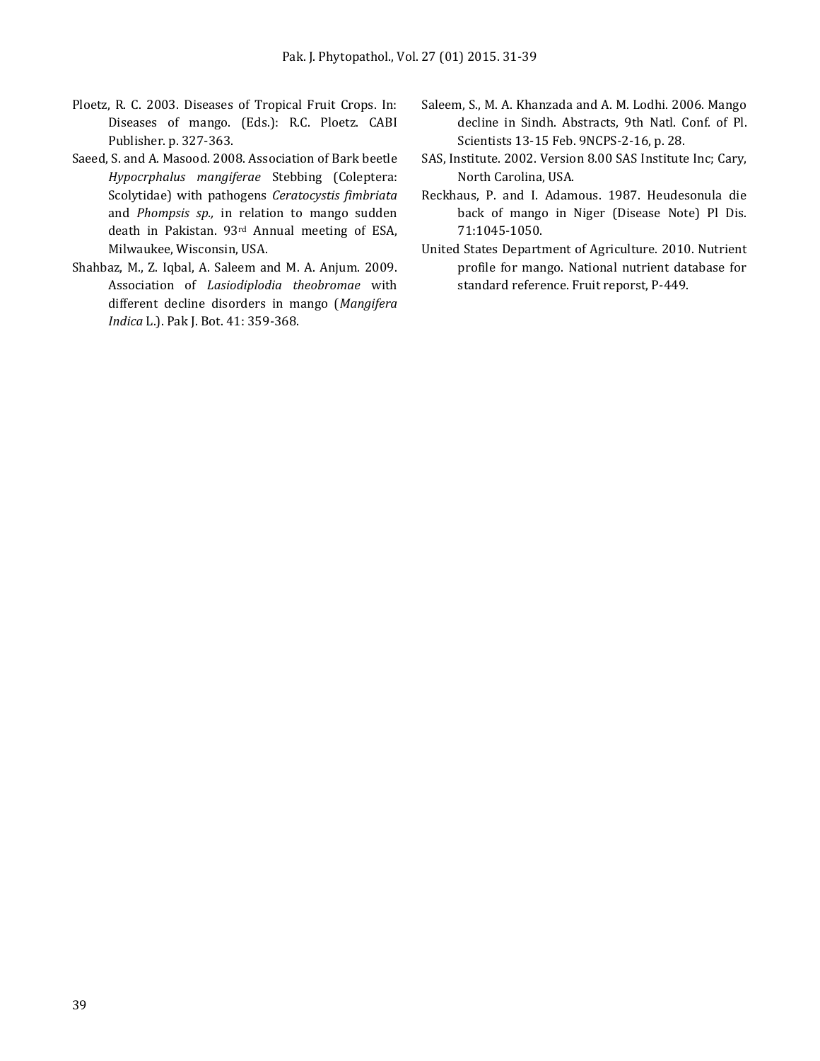Ploetz, R. C. 2003. Diseases of Tropical Fruit Crops. In: Diseases of mango. (Eds.): R.C. Ploetz. CABI Publisher. p. 327-363.

Saeed, S. and A. Masood. 2008. Association of Bark beetle *Hypocrphalus mangiferae* Stebbing (Coleptera: Scolytidae) with pathogens *Ceratocystis fimbriata* and *Phompsis sp.,* in relation to mango sudden death in Pakistan. 93rd Annual meeting of ESA, Milwaukee, Wisconsin, USA.

Shahbaz, M., Z. Iqbal, A. Saleem and M. A. Anjum. 2009. Association of *Lasiodiplodia theobromae* with different decline disorders in mango (*Mangifera Indica* L.). Pak J. Bot. 41: 359-368.

Saleem, S., M. A. Khanzada and A. M. Lodhi. 2006. Mango decline in Sindh. Abstracts, 9th Natl. Conf. of Pl. Scientists 13-15 Feb. 9NCPS-2-16, p. 28.

SAS, Institute. 2002. Version 8.00 SAS Institute Inc; Cary, North Carolina, USA.

Reckhaus, P. and I. Adamous. 1987. Heudesonula die back of mango in Niger (Disease Note) Pl Dis. 71:1045-1050.

United States Department of Agriculture. 2010. Nutrient profile for mango. National nutrient database for standard reference. Fruit reporst, P-449.